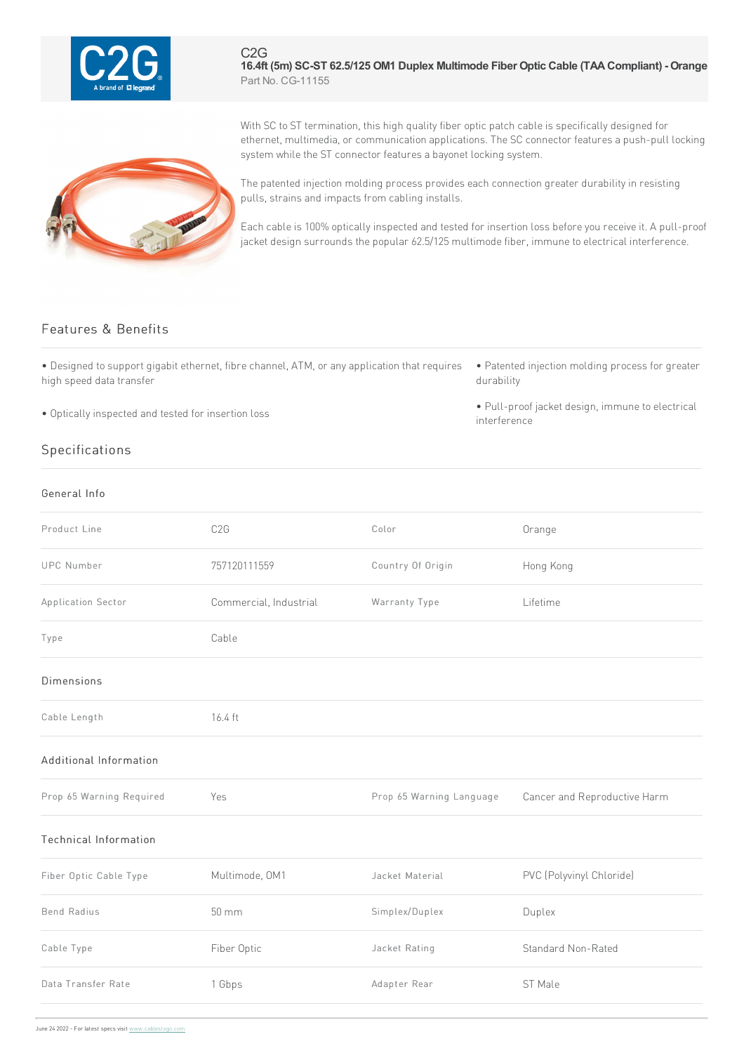C2G

# 16.4ft (5m) SC-ST 62.5/125 OM1 Duplex Multimode Fiber Optic Cable (TAA Compliant) - Orange

Part No. CG-11155

With SC to ST termination, this high quality fiber optic patch cable is specifically designed for ethernet, multimedia, or communication applications. The SC connector features a push-pull locking system while the ST connector features a bayonet locking system.

The patented injection molding process provides each connection greater durability in resisting pulls, strains and impacts from cabling installs.

Each cable is 100% optically inspected and tested for insertion loss before you receive it. A pull-proof jacket design surrounds the popular 62.5/125 multimode fiber, immune to electrical interference.

## Features & Benefits

- Designed to support gigabit ethernet, fibre channel, ATM, or any application that requires high speed data transfer
- Optically inspected and tested for insertion loss
- Patented injection molding process for greater durability
- Pull-proof jacket design, immune to electrical interference

## Specifications

### General Info

| | | | |
|---|---|---|---|
| Product Line | C2G | Color | Orange |
| UPC Number | 757120111559 | Country Of Origin | Hong Kong |
| Application Sector | Commercial, Industrial | Warranty Type | Lifetime |
| Type | Cable | | |

### Dimensions

| | |
|---|---|
| Cable Length | 16.4 ft |

### Additional Information

| | | | |
|---|---|---|---|
| Prop 65 Warning Required | Yes | Prop 65 Warning Language | Cancer and Reproductive Harm |

### Technical Information

| | | | |
|---|---|---|---|
| Fiber Optic Cable Type | Multimode, OM1 | Jacket Material | PVC (Polyvinyl Chloride) |
| Bend Radius | 50 mm | Simplex/Duplex | Duplex |
| Cable Type | Fiber Optic | Jacket Rating | Standard Non-Rated |
| Data Transfer Rate | 1 Gbps | Adapter Rear | ST Male |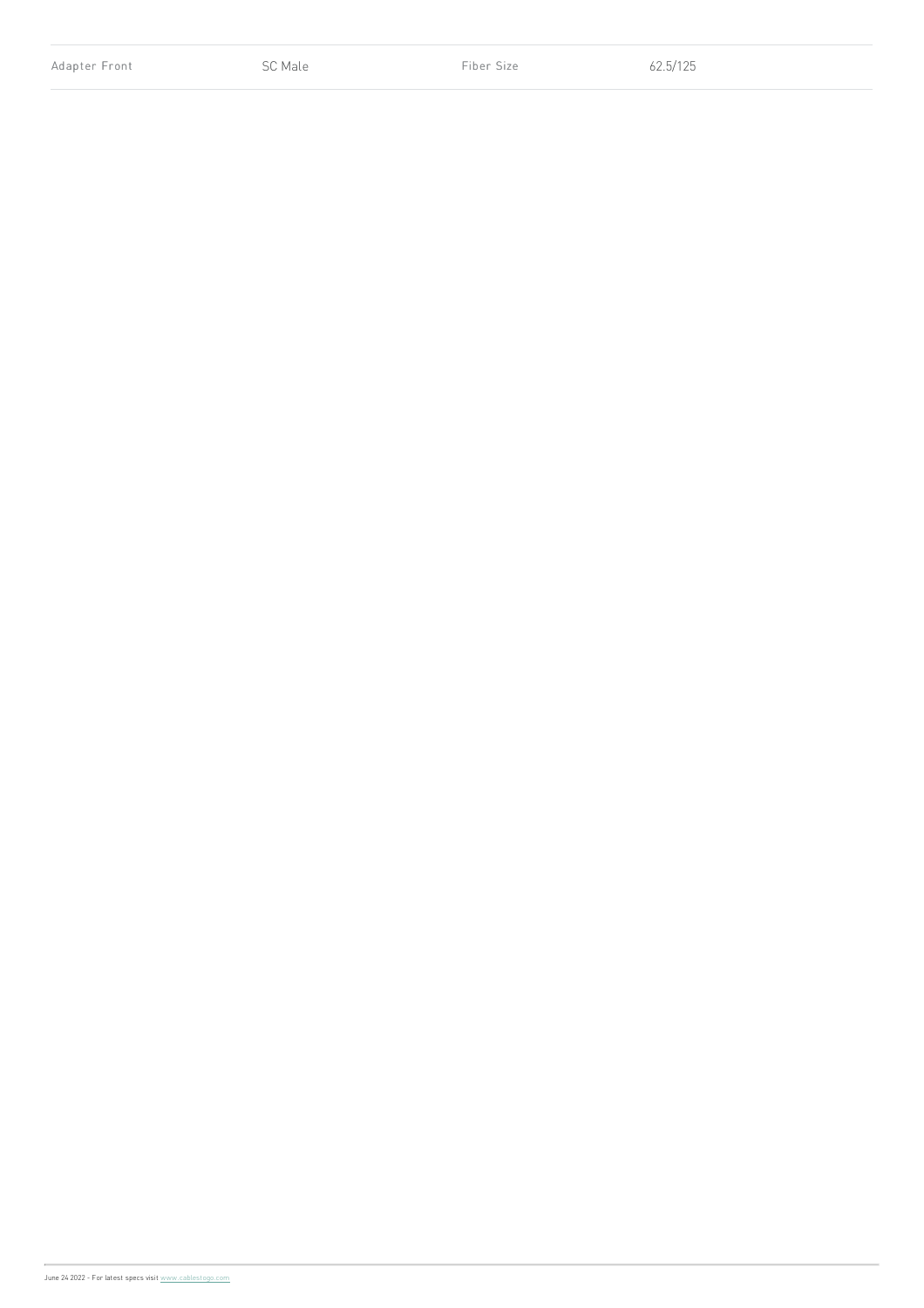| | | | |
|---|---|---|---|
| Adapter Front | SC Male | Fiber Size | 62.5/125 |